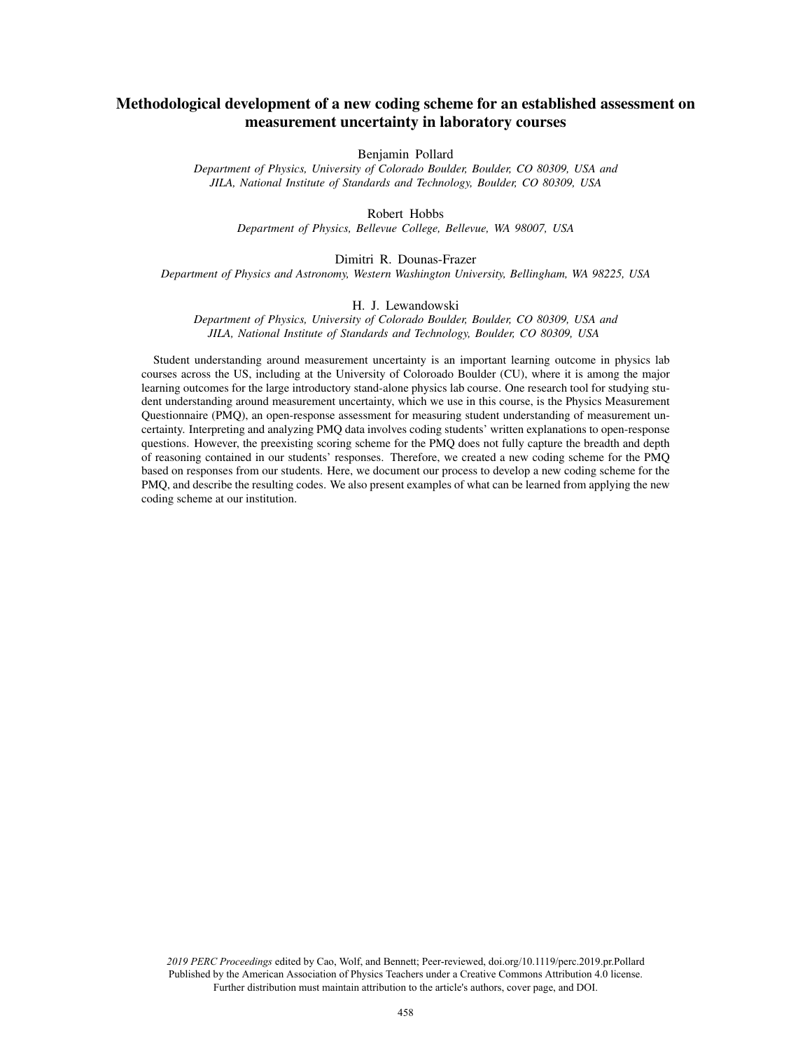# Methodological development of a new coding scheme for an established assessment on measurement uncertainty in laboratory courses

Benjamin Pollard

*Department of Physics, University of Colorado Boulder, Boulder, CO 80309, USA and JILA, National Institute of Standards and Technology, Boulder, CO 80309, USA*

Robert Hobbs

*Department of Physics, Bellevue College, Bellevue, WA 98007, USA*

Dimitri R. Dounas-Frazer

*Department of Physics and Astronomy, Western Washington University, Bellingham, WA 98225, USA*

H. J. Lewandowski

*Department of Physics, University of Colorado Boulder, Boulder, CO 80309, USA and JILA, National Institute of Standards and Technology, Boulder, CO 80309, USA*

Student understanding around measurement uncertainty is an important learning outcome in physics lab courses across the US, including at the University of Coloroado Boulder (CU), where it is among the major learning outcomes for the large introductory stand-alone physics lab course. One research tool for studying student understanding around measurement uncertainty, which we use in this course, is the Physics Measurement Questionnaire (PMQ), an open-response assessment for measuring student understanding of measurement uncertainty. Interpreting and analyzing PMQ data involves coding students' written explanations to open-response questions. However, the preexisting scoring scheme for the PMQ does not fully capture the breadth and depth of reasoning contained in our students' responses. Therefore, we created a new coding scheme for the PMQ based on responses from our students. Here, we document our process to develop a new coding scheme for the PMQ, and describe the resulting codes. We also present examples of what can be learned from applying the new coding scheme at our institution.

*2019 PERC Proceedings* edited by Cao, Wolf, and Bennett; Peer-reviewed, doi.org/10.1119/perc.2019.pr.Pollard
Published by the American Association of Physics Teachers under a Creative Commons Attribution 4.0 license.
Further distribution must maintain attribution to the article's authors, cover page, and DOI.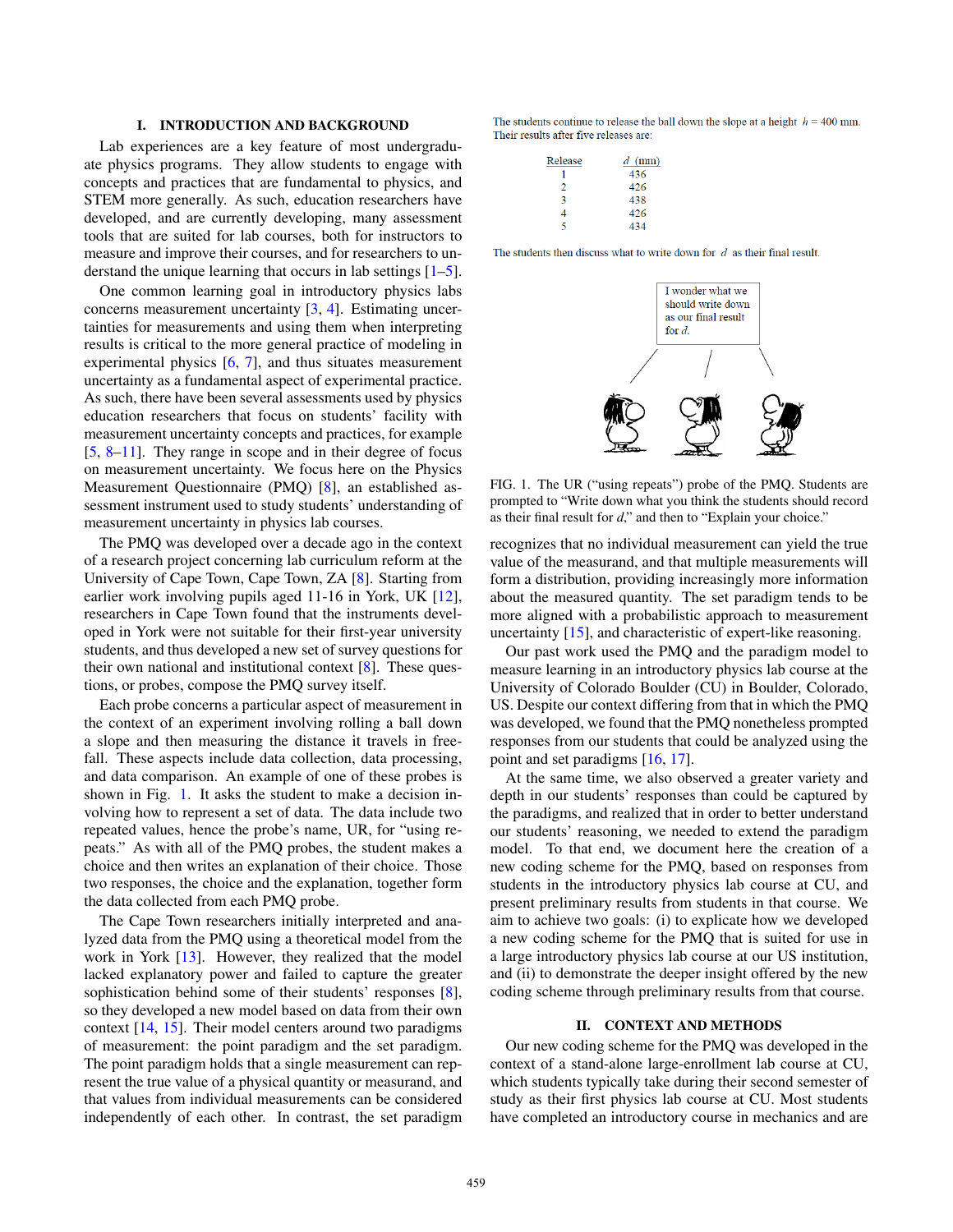## I. INTRODUCTION AND BACKGROUND

Lab experiences are a key feature of most undergraduate physics programs. They allow students to engage with concepts and practices that are fundamental to physics, and STEM more generally. As such, education researchers have developed, and are currently developing, many assessment tools that are suited for lab courses, both for instructors to measure and improve their courses, and for researchers to understand the unique learning that occurs in lab settings [1–5].

One common learning goal in introductory physics labs concerns measurement uncertainty [3, 4]. Estimating uncertainties for measurements and using them when interpreting results is critical to the more general practice of modeling in experimental physics [6, 7], and thus situates measurement uncertainty as a fundamental aspect of experimental practice. As such, there have been several assessments used by physics education researchers that focus on students' facility with measurement uncertainty concepts and practices, for example [5, 8–11]. They range in scope and in their degree of focus on measurement uncertainty. We focus here on the Physics Measurement Questionnaire (PMQ) [8], an established assessment instrument used to study students' understanding of measurement uncertainty in physics lab courses.

The PMQ was developed over a decade ago in the context of a research project concerning lab curriculum reform at the University of Cape Town, Cape Town, ZA [8]. Starting from earlier work involving pupils aged 11-16 in York, UK [12], researchers in Cape Town found that the instruments developed in York were not suitable for their first-year university students, and thus developed a new set of survey questions for their own national and institutional context [8]. These questions, or probes, compose the PMQ survey itself.

Each probe concerns a particular aspect of measurement in the context of an experiment involving rolling a ball down a slope and then measuring the distance it travels in free-fall. These aspects include data collection, data processing, and data comparison. An example of one of these probes is shown in Fig. 1. It asks the student to make a decision involving how to represent a set of data. The data include two repeated values, hence the probe's name, UR, for "using repeats." As with all of the PMQ probes, the student makes a choice and then writes an explanation of their choice. Those two responses, the choice and the explanation, together form the data collected from each PMQ probe.

The Cape Town researchers initially interpreted and analyzed data from the PMQ using a theoretical model from the work in York [13]. However, they realized that the model lacked explanatory power and failed to capture the greater sophistication behind some of their students' responses [8], so they developed a new model based on data from their own context [14, 15]. Their model centers around two paradigms of measurement: the point paradigm and the set paradigm. The point paradigm holds that a single measurement can represent the true value of a physical quantity or measurand, and that values from individual measurements can be considered independently of each other. In contrast, the set paradigm recognizes that no individual measurement can yield the true value of the measurand, and that multiple measurements will form a distribution, providing increasingly more information about the measured quantity. The set paradigm tends to be more aligned with a probabilistic approach to measurement uncertainty [15], and characteristic of expert-like reasoning.

The students continue to release the ball down the slope at a height $h = 400$ mm. Their results after five releases are:

| Release | $d$ (mm) |
|---|---|
| 1 | 436 |
| 2 | 426 |
| 3 | 438 |
| 4 | 426 |
| 5 | 434 |

The students then discuss what to write down for $d$ as their final result.

I wonder what we should write down as our final result for $d$.

FIG. 1. The UR ("using repeats") probe of the PMQ. Students are prompted to "Write down what you think the students should record as their final result for $d$," and then to "Explain your choice."

Our past work used the PMQ and the paradigm model to measure learning in an introductory physics lab course at the University of Colorado Boulder (CU) in Boulder, Colorado, US. Despite our context differing from that in which the PMQ was developed, we found that the PMQ nonetheless prompted responses from our students that could be analyzed using the point and set paradigms [16, 17].

At the same time, we also observed a greater variety and depth in our students' responses than could be captured by the paradigms, and realized that in order to better understand our students' reasoning, we needed to extend the paradigm model. To that end, we document here the creation of a new coding scheme for the PMQ, based on responses from students in the introductory physics lab course at CU, and present preliminary results from students in that course. We aim to achieve two goals: (i) to explicate how we developed a new coding scheme for the PMQ that is suited for use in a large introductory physics lab course at our US institution, and (ii) to demonstrate the deeper insight offered by the new coding scheme through preliminary results from that course.

## II. CONTEXT AND METHODS

Our new coding scheme for the PMQ was developed in the context of a stand-alone large-enrollment lab course at CU, which students typically take during their second semester of study as their first physics lab course at CU. Most students have completed an introductory course in mechanics and are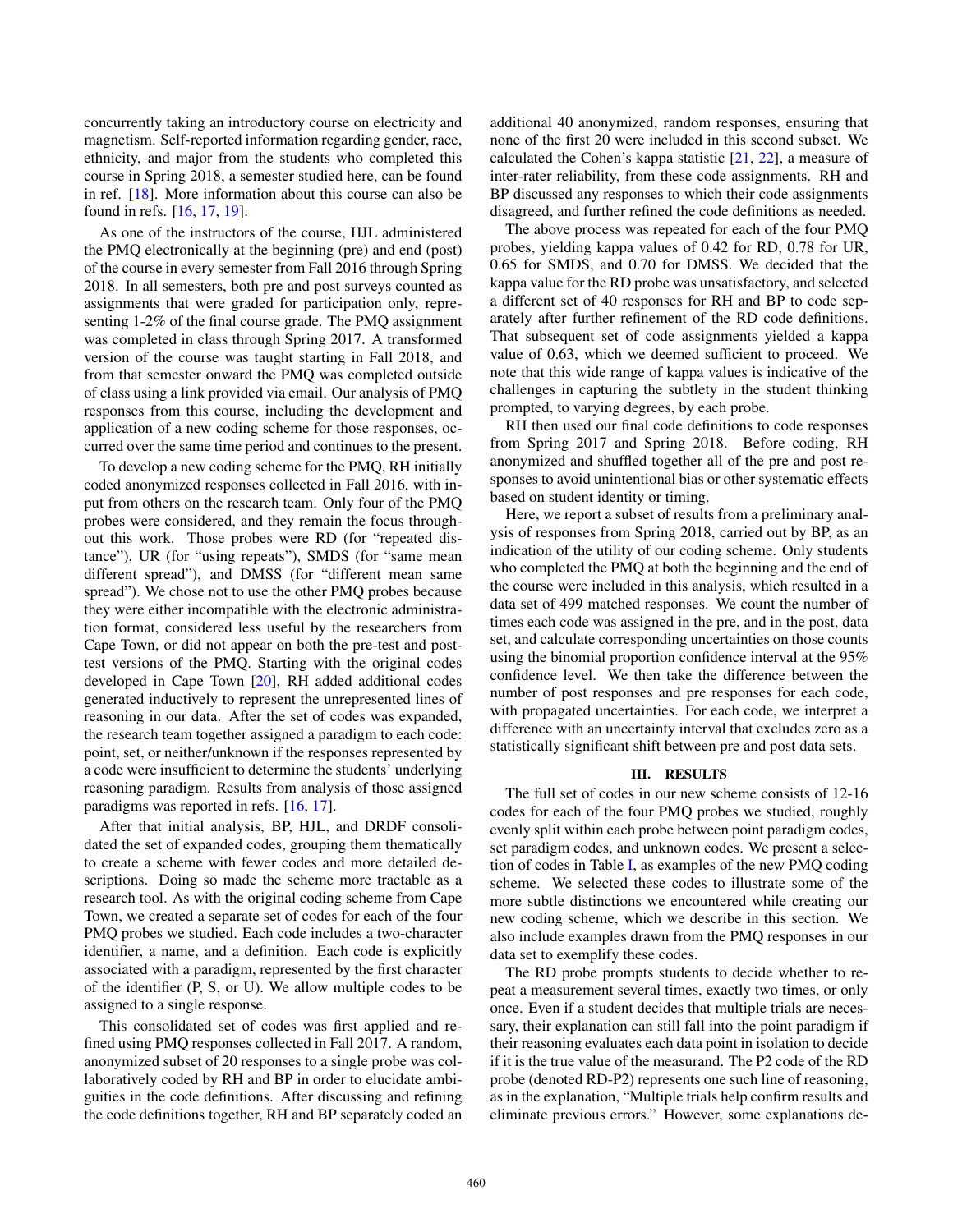concurrently taking an introductory course on electricity and magnetism. Self-reported information regarding gender, race, ethnicity, and major from the students who completed this course in Spring 2018, a semester studied here, can be found in ref. [18]. More information about this course can also be found in refs. [16, 17, 19].

As one of the instructors of the course, HJL administered the PMQ electronically at the beginning (pre) and end (post) of the course in every semester from Fall 2016 through Spring 2018. In all semesters, both pre and post surveys counted as assignments that were graded for participation only, representing 1-2% of the final course grade. The PMQ assignment was completed in class through Spring 2017. A transformed version of the course was taught starting in Fall 2018, and from that semester onward the PMQ was completed outside of class using a link provided via email. Our analysis of PMQ responses from this course, including the development and application of a new coding scheme for those responses, occurred over the same time period and continues to the present.

To develop a new coding scheme for the PMQ, RH initially coded anonymized responses collected in Fall 2016, with input from others on the research team. Only four of the PMQ probes were considered, and they remain the focus throughout this work. Those probes were RD (for "repeated distance"), UR (for "using repeats"), SMDS (for "same mean different spread"), and DMSS (for "different mean same spread"). We chose not to use the other PMQ probes because they were either incompatible with the electronic administration format, considered less useful by the researchers from Cape Town, or did not appear on both the pre-test and post-test versions of the PMQ. Starting with the original codes developed in Cape Town [20], RH added additional codes generated inductively to represent the unrepresented lines of reasoning in our data. After the set of codes was expanded, the research team together assigned a paradigm to each code: point, set, or neither/unknown if the responses represented by a code were insufficient to determine the students' underlying reasoning paradigm. Results from analysis of those assigned paradigms was reported in refs. [16, 17].

After that initial analysis, BP, HJL, and DRDF consolidated the set of expanded codes, grouping them thematically to create a scheme with fewer codes and more detailed descriptions. Doing so made the scheme more tractable as a research tool. As with the original coding scheme from Cape Town, we created a separate set of codes for each of the four PMQ probes we studied. Each code includes a two-character identifier, a name, and a definition. Each code is explicitly associated with a paradigm, represented by the first character of the identifier (P, S, or U). We allow multiple codes to be assigned to a single response.

This consolidated set of codes was first applied and refined using PMQ responses collected in Fall 2017. A random, anonymized subset of 20 responses to a single probe was collaboratively coded by RH and BP in order to elucidate ambiguities in the code definitions. After discussing and refining the code definitions together, RH and BP separately coded an additional 40 anonymized, random responses, ensuring that none of the first 20 were included in this second subset. We calculated the Cohen's kappa statistic [21, 22], a measure of inter-rater reliability, from these code assignments. RH and BP discussed any responses to which their code assignments disagreed, and further refined the code definitions as needed.

The above process was repeated for each of the four PMQ probes, yielding kappa values of 0.42 for RD, 0.78 for UR, 0.65 for SMDS, and 0.70 for DMSS. We decided that the kappa value for the RD probe was unsatisfactory, and selected a different set of 40 responses for RH and BP to code separately after further refinement of the RD code definitions. That subsequent set of code assignments yielded a kappa value of 0.63, which we deemed sufficient to proceed. We note that this wide range of kappa values is indicative of the challenges in capturing the subtlety in the student thinking prompted, to varying degrees, by each probe.

RH then used our final code definitions to code responses from Spring 2017 and Spring 2018. Before coding, RH anonymized and shuffled together all of the pre and post responses to avoid unintentional bias or other systematic effects based on student identity or timing.

Here, we report a subset of results from a preliminary analysis of responses from Spring 2018, carried out by BP, as an indication of the utility of our coding scheme. Only students who completed the PMQ at both the beginning and the end of the course were included in this analysis, which resulted in a data set of 499 matched responses. We count the number of times each code was assigned in the pre, and in the post, data set, and calculate corresponding uncertainties on those counts using the binomial proportion confidence interval at the 95% confidence level. We then take the difference between the number of post responses and pre responses for each code, with propagated uncertainties. For each code, we interpret a difference with an uncertainty interval that excludes zero as a statistically significant shift between pre and post data sets.

## III. RESULTS

The full set of codes in our new scheme consists of 12-16 codes for each of the four PMQ probes we studied, roughly evenly split within each probe between point paradigm codes, set paradigm codes, and unknown codes. We present a selection of codes in Table I, as examples of the new PMQ coding scheme. We selected these codes to illustrate some of the more subtle distinctions we encountered while creating our new coding scheme, which we describe in this section. We also include examples drawn from the PMQ responses in our data set to exemplify these codes.

The RD probe prompts students to decide whether to repeat a measurement several times, exactly two times, or only once. Even if a student decides that multiple trials are necessary, their explanation can still fall into the point paradigm if their reasoning evaluates each data point in isolation to decide if it is the true value of the measurand. The P2 code of the RD probe (denoted RD-P2) represents one such line of reasoning, as in the explanation, "Multiple trials help confirm results and eliminate previous errors." However, some explanations de-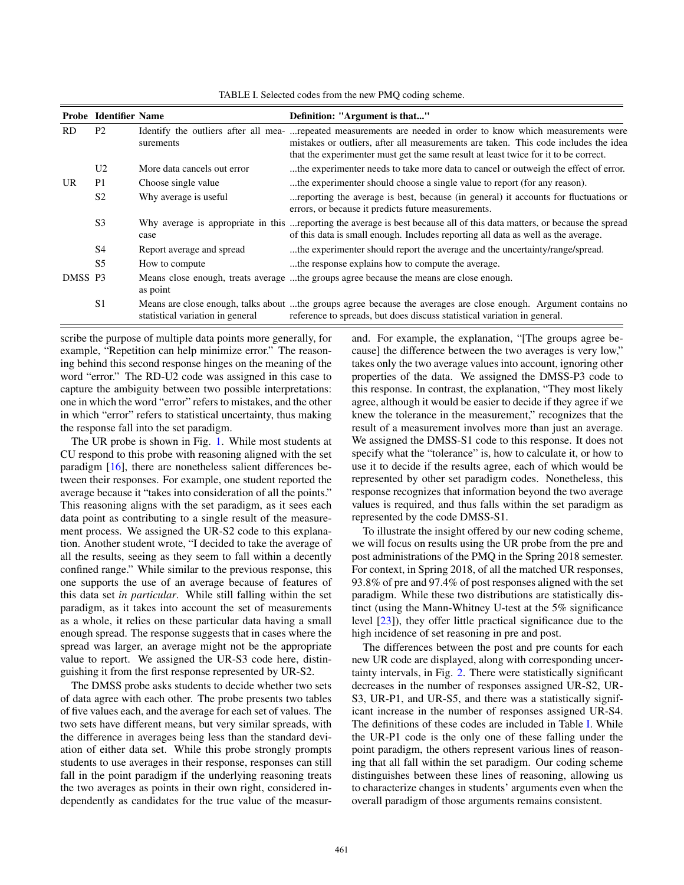TABLE I. Selected codes from the new PMQ coding scheme.

| Probe | Identifier | Name | Definition: "Argument is that..." |
|---|---|---|---|
| RD | P2 | Identify the outliers after all measurements | ...repeated measurements are needed in order to know which measurements were mistakes or outliers, after all measurements are taken. This code includes the idea that the experimenter must get the same result at least twice for it to be correct. |
| | U2 | More data cancels out error | ...the experimenter needs to take more data to cancel or outweigh the effect of error. |
| UR | P1 | Choose single value | ...the experimenter should choose a single value to report (for any reason). |
| | S2 | Why average is useful | ...reporting the average is best, because (in general) it accounts for fluctuations or errors, or because it predicts future measurements. |
| | S3 | Why average is appropriate in this case | ...reporting the average is best because all of this data matters, or because the spread of this data is small enough. Includes reporting all data as well as the average. |
| | S4 | Report average and spread | ...the experimenter should report the average and the uncertainty/range/spread. |
| | S5 | How to compute | ...the response explains how to compute the average. |
| DMSS | P3 | Means close enough, treats average as point | ...the groups agree because the means are close enough. |
| | S1 | Means are close enough, talks about statistical variation in general | ...the groups agree because the averages are close enough. Argument contains no reference to spreads, but does discuss statistical variation in general. |

scribe the purpose of multiple data points more generally, for example, "Repetition can help minimize error." The reasoning behind this second response hinges on the meaning of the word "error." The RD-U2 code was assigned in this case to capture the ambiguity between two possible interpretations: one in which the word "error" refers to mistakes, and the other in which "error" refers to statistical uncertainty, thus making the response fall into the set paradigm.

The UR probe is shown in Fig. 1. While most students at CU respond to this probe with reasoning aligned with the set paradigm [16], there are nonetheless salient differences between their responses. For example, one student reported the average because it "takes into consideration of all the points." This reasoning aligns with the set paradigm, as it sees each data point as contributing to a single result of the measurement process. We assigned the UR-S2 code to this explanation. Another student wrote, "I decided to take the average of all the results, seeing as they seem to fall within a decently confined range." While similar to the previous response, this one supports the use of an average because of features of this data set *in particular*. While still falling within the set paradigm, as it takes into account the set of measurements as a whole, it relies on these particular data having a small enough spread. The response suggests that in cases where the spread was larger, an average might not be the appropriate value to report. We assigned the UR-S3 code here, distinguishing it from the first response represented by UR-S2.

The DMSS probe asks students to decide whether two sets of data agree with each other. The probe presents two tables of five values each, and the average for each set of values. The two sets have different means, but very similar spreads, with the difference in averages being less than the standard deviation of either data set. While this probe strongly prompts students to use averages in their response, responses can still fall in the point paradigm if the underlying reasoning treats the two averages as points in their own right, considered independently as candidates for the true value of the measurand. For example, the explanation, "[The groups agree because] the difference between the two averages is very low," takes only the two average values into account, ignoring other properties of the data. We assigned the DMSS-P3 code to this response. In contrast, the explanation, "They most likely agree, although it would be easier to decide if they agree if we knew the tolerance in the measurement," recognizes that the result of a measurement involves more than just an average. We assigned the DMSS-S1 code to this response. It does not specify what the "tolerance" is, how to calculate it, or how to use it to decide if the results agree, each of which would be represented by other set paradigm codes. Nonetheless, this response recognizes that information beyond the two average values is required, and thus falls within the set paradigm as represented by the code DMSS-S1.

To illustrate the insight offered by our new coding scheme, we will focus on results using the UR probe from the pre and post administrations of the PMQ in the Spring 2018 semester. For context, in Spring 2018, of all the matched UR responses, 93.8% of pre and 97.4% of post responses aligned with the set paradigm. While these two distributions are statistically distinct (using the Mann-Whitney U-test at the 5% significance level [23]), they offer little practical significance due to the high incidence of set reasoning in pre and post.

The differences between the post and pre counts for each new UR code are displayed, along with corresponding uncertainty intervals, in Fig. 2. There were statistically significant decreases in the number of responses assigned UR-S2, UR-S3, UR-P1, and UR-S5, and there was a statistically significant increase in the number of responses assigned UR-S4. The definitions of these codes are included in Table I. While the UR-P1 code is the only one of these falling under the point paradigm, the others represent various lines of reasoning that all fall within the set paradigm. Our coding scheme distinguishes between these lines of reasoning, allowing us to characterize changes in students' arguments even when the overall paradigm of those arguments remains consistent.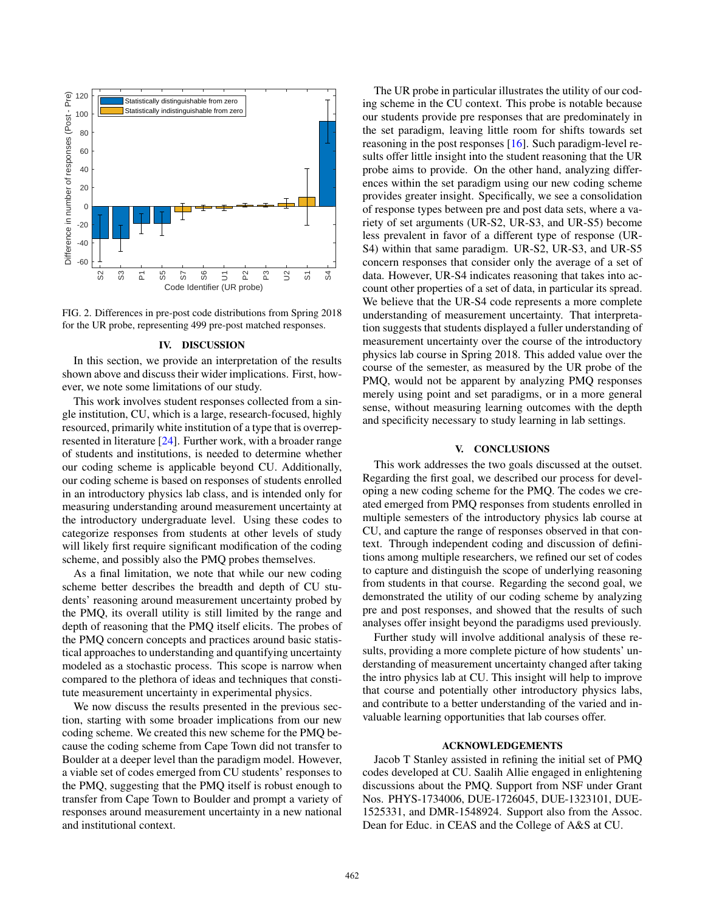FIG. 2. Differences in pre-post code distributions from Spring 2018 for the UR probe, representing 499 pre-post matched responses.

## IV. DISCUSSION

In this section, we provide an interpretation of the results shown above and discuss their wider implications. First, however, we note some limitations of our study.

This work involves student responses collected from a single institution, CU, which is a large, research-focused, highly resourced, primarily white institution of a type that is overrepresented in literature [24]. Further work, with a broader range of students and institutions, is needed to determine whether our coding scheme is applicable beyond CU. Additionally, our coding scheme is based on responses of students enrolled in an introductory physics lab class, and is intended only for measuring understanding around measurement uncertainty at the introductory undergraduate level. Using these codes to categorize responses from students at other levels of study will likely first require significant modification of the coding scheme, and possibly also the PMQ probes themselves.

As a final limitation, we note that while our new coding scheme better describes the breadth and depth of CU students' reasoning around measurement uncertainty probed by the PMQ, its overall utility is still limited by the range and depth of reasoning that the PMQ itself elicits. The probes of the PMQ concern concepts and practices around basic statistical approaches to understanding and quantifying uncertainty modeled as a stochastic process. This scope is narrow when compared to the plethora of ideas and techniques that constitute measurement uncertainty in experimental physics.

We now discuss the results presented in the previous section, starting with some broader implications from our new coding scheme. We created this new scheme for the PMQ because the coding scheme from Cape Town did not transfer to Boulder at a deeper level than the paradigm model. However, a viable set of codes emerged from CU students' responses to the PMQ, suggesting that the PMQ itself is robust enough to transfer from Cape Town to Boulder and prompt a variety of responses around measurement uncertainty in a new national and institutional context.

The UR probe in particular illustrates the utility of our coding scheme in the CU context. This probe is notable because our students provide pre responses that are predominately in the set paradigm, leaving little room for shifts towards set reasoning in the post responses [16]. Such paradigm-level results offer little insight into the student reasoning that the UR probe aims to provide. On the other hand, analyzing differences within the set paradigm using our new coding scheme provides greater insight. Specifically, we see a consolidation of response types between pre and post data sets, where a variety of set arguments (UR-S2, UR-S3, and UR-S5) become less prevalent in favor of a different type of response (UR-S4) within that same paradigm. UR-S2, UR-S3, and UR-S5 concern responses that consider only the average of a set of data. However, UR-S4 indicates reasoning that takes into account other properties of a set of data, in particular its spread. We believe that the UR-S4 code represents a more complete understanding of measurement uncertainty. That interpretation suggests that students displayed a fuller understanding of measurement uncertainty over the course of the introductory physics lab course in Spring 2018. This added value over the course of the semester, as measured by the UR probe of the PMQ, would not be apparent by analyzing PMQ responses merely using point and set paradigms, or in a more general sense, without measuring learning outcomes with the depth and specificity necessary to study learning in lab settings.

## V. CONCLUSIONS

This work addresses the two goals discussed at the outset. Regarding the first goal, we described our process for developing a new coding scheme for the PMQ. The codes we created emerged from PMQ responses from students enrolled in multiple semesters of the introductory physics lab course at CU, and capture the range of responses observed in that context. Through independent coding and discussion of definitions among multiple researchers, we refined our set of codes to capture and distinguish the scope of underlying reasoning from students in that course. Regarding the second goal, we demonstrated the utility of our coding scheme by analyzing pre and post responses, and showed that the results of such analyses offer insight beyond the paradigms used previously.

Further study will involve additional analysis of these results, providing a more complete picture of how students' understanding of measurement uncertainty changed after taking the intro physics lab at CU. This insight will help to improve that course and potentially other introductory physics labs, and contribute to a better understanding of the varied and invaluable learning opportunities that lab courses offer.

## ACKNOWLEDGEMENTS

Jacob T Stanley assisted in refining the initial set of PMQ codes developed at CU. Saalih Allie engaged in enlightening discussions about the PMQ. Support from NSF under Grant Nos. PHYS-1734006, DUE-1726045, DUE-1323101, DUE-1525331, and DMR-1548924. Support also from the Assoc. Dean for Educ. in CEAS and the College of A&S at CU.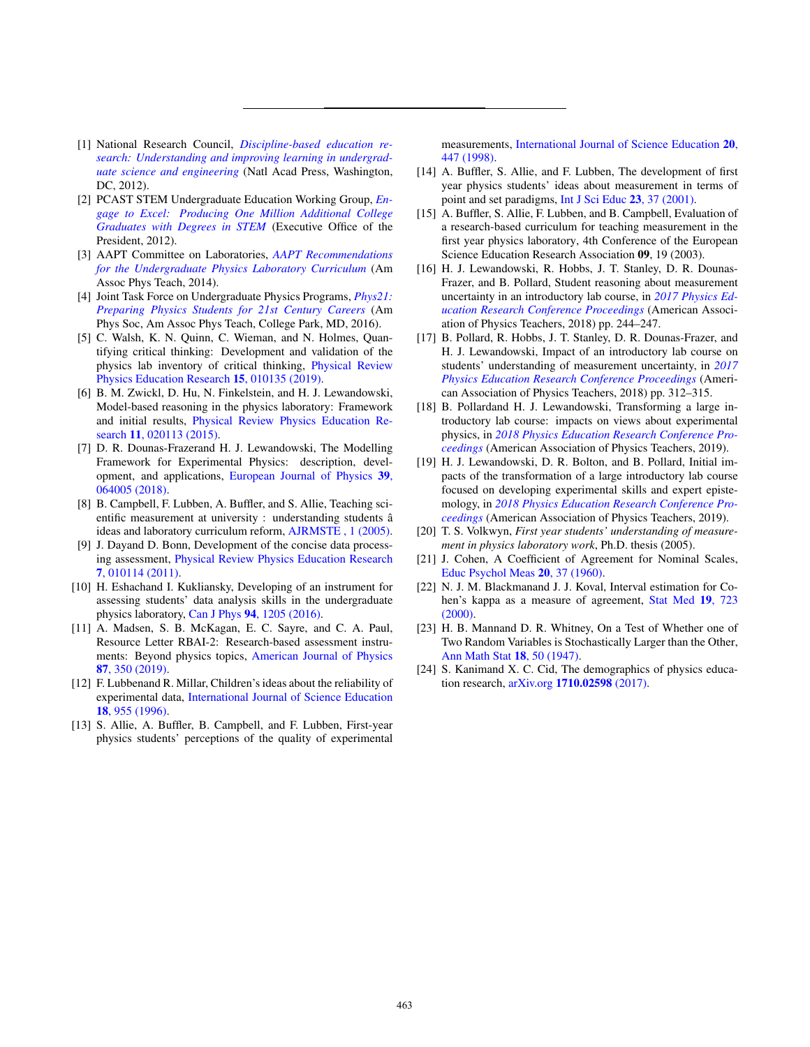- [1] National Research Council, *Discipline-based education research: Understanding and improving learning in undergraduate science and engineering* (Natl Acad Press, Washington, DC, 2012).
- [2] PCAST STEM Undergraduate Education Working Group, *Engage to Excel: Producing One Million Additional College Graduates with Degrees in STEM* (Executive Office of the President, 2012).
- [3] AAPT Committee on Laboratories, *AAPT Recommendations for the Undergraduate Physics Laboratory Curriculum* (Am Assoc Phys Teach, 2014).
- [4] Joint Task Force on Undergraduate Physics Programs, *Phys21: Preparing Physics Students for 21st Century Careers* (Am Phys Soc, Am Assoc Phys Teach, College Park, MD, 2016).
- [5] C. Walsh, K. N. Quinn, C. Wieman, and N. Holmes, Quantifying critical thinking: Development and validation of the physics lab inventory of critical thinking, Physical Review Physics Education Research **15**, 010135 (2019).
- [6] B. M. Zwickl, D. Hu, N. Finkelstein, and H. J. Lewandowski, Model-based reasoning in the physics laboratory: Framework and initial results, Physical Review Physics Education Research **11**, 020113 (2015).
- [7] D. R. Dounas-Frazerand H. J. Lewandowski, The Modelling Framework for Experimental Physics: description, development, and applications, European Journal of Physics **39**, 064005 (2018).
- [8] B. Campbell, F. Lubben, A. Buffler, and S. Allie, Teaching scientific measurement at university : understanding students â ideas and laboratory curriculum reform, AJRMSTE , 1 (2005).
- [9] J. Dayand D. Bonn, Development of the concise data processing assessment, Physical Review Physics Education Research **7**, 010114 (2011).
- [10] H. Eshachand I. Kukliansky, Developing of an instrument for assessing students' data analysis skills in the undergraduate physics laboratory, Can J Phys **94**, 1205 (2016).
- [11] A. Madsen, S. B. McKagan, E. C. Sayre, and C. A. Paul, Resource Letter RBAI-2: Research-based assessment instruments: Beyond physics topics, American Journal of Physics **87**, 350 (2019).
- [12] F. Lubbenand R. Millar, Children's ideas about the reliability of experimental data, International Journal of Science Education **18**, 955 (1996).
- [13] S. Allie, A. Buffler, B. Campbell, and F. Lubben, First-year physics students' perceptions of the quality of experimental measurements, International Journal of Science Education **20**, 447 (1998).
- [14] A. Buffler, S. Allie, and F. Lubben, The development of first year physics students' ideas about measurement in terms of point and set paradigms, Int J Sci Educ **23**, 37 (2001).
- [15] A. Buffler, S. Allie, F. Lubben, and B. Campbell, Evaluation of a research-based curriculum for teaching measurement in the first year physics laboratory, 4th Conference of the European Science Education Research Association **09**, 19 (2003).
- [16] H. J. Lewandowski, R. Hobbs, J. T. Stanley, D. R. Dounas-Frazer, and B. Pollard, Student reasoning about measurement uncertainty in an introductory lab course, in *2017 Physics Education Research Conference Proceedings* (American Association of Physics Teachers, 2018) pp. 244–247.
- [17] B. Pollard, R. Hobbs, J. T. Stanley, D. R. Dounas-Frazer, and H. J. Lewandowski, Impact of an introductory lab course on students' understanding of measurement uncertainty, in *2017 Physics Education Research Conference Proceedings* (American Association of Physics Teachers, 2018) pp. 312–315.
- [18] B. Pollardand H. J. Lewandowski, Transforming a large introductory lab course: impacts on views about experimental physics, in *2018 Physics Education Research Conference Proceedings* (American Association of Physics Teachers, 2019).
- [19] H. J. Lewandowski, D. R. Bolton, and B. Pollard, Initial impacts of the transformation of a large introductory lab course focused on developing experimental skills and expert epistemology, in *2018 Physics Education Research Conference Proceedings* (American Association of Physics Teachers, 2019).
- [20] T. S. Volkwyn, *First year students' understanding of measurement in physics laboratory work*, Ph.D. thesis (2005).
- [21] J. Cohen, A Coefficient of Agreement for Nominal Scales, Educ Psychol Meas **20**, 37 (1960).
- [22] N. J. M. Blackmanand J. J. Koval, Interval estimation for Cohen's kappa as a measure of agreement, Stat Med **19**, 723 (2000).
- [23] H. B. Mannand D. R. Whitney, On a Test of Whether one of Two Random Variables is Stochastically Larger than the Other, Ann Math Stat **18**, 50 (1947).
- [24] S. Kanimand X. C. Cid, The demographics of physics education research, arXiv.org **1710.02598** (2017).